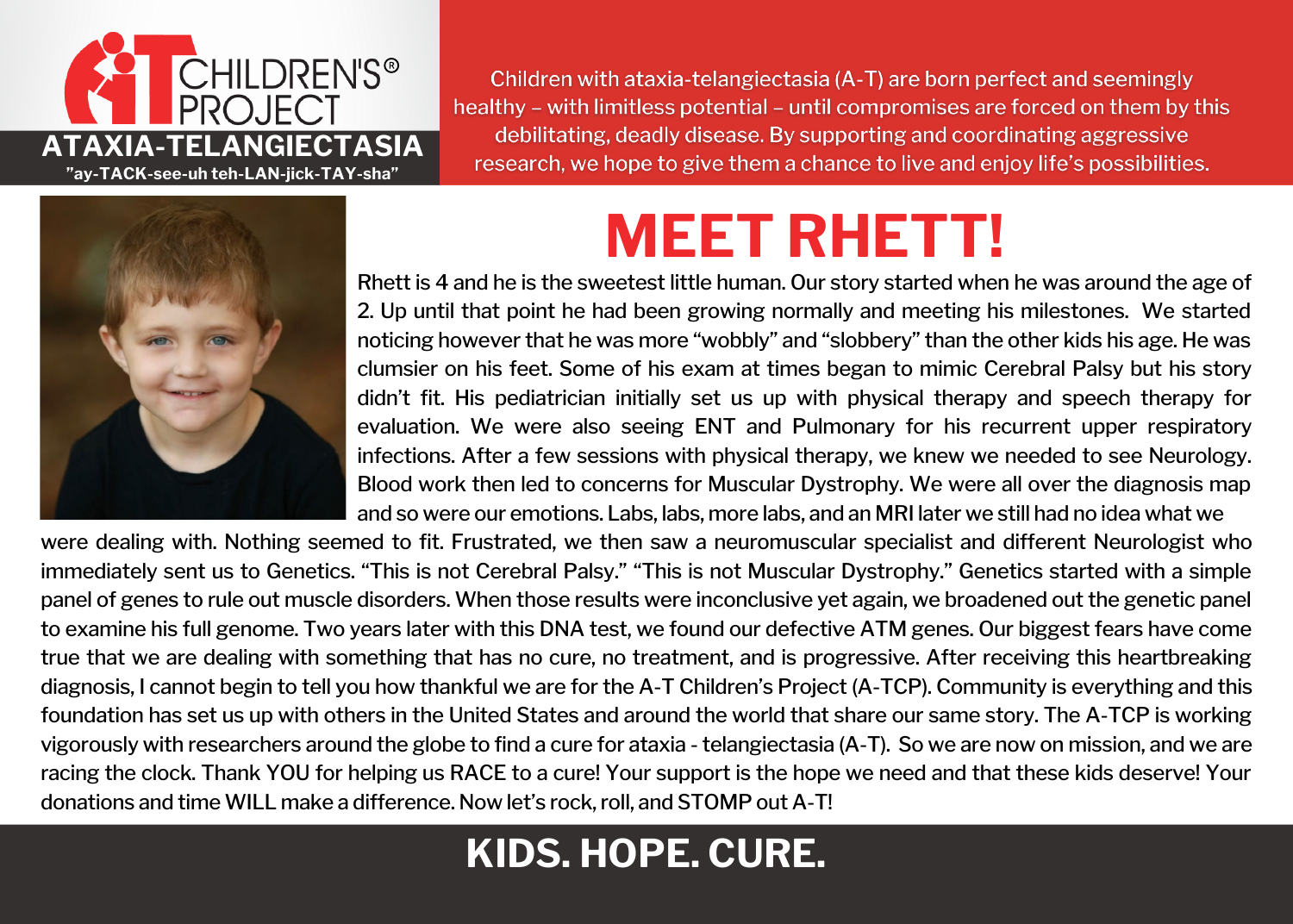A-T CHILDREN'S® PROJECT

**ATAXIA-TELANGIECTASIA**

**"ay-TACK-see-uh teh-LAN-jick-TAY-sha"**

Children with ataxia-telangiectasia (A-T) are born perfect and seemingly healthy – with limitless potential – until compromises are forced on them by this debilitating, deadly disease. By supporting and coordinating aggressive research, we hope to give them a chance to live and enjoy life's possibilities.

# MEET RHETT!

Rhett is 4 and he is the sweetest little human. Our story started when he was around the age of 2. Up until that point he had been growing normally and meeting his milestones. We started noticing however that he was more "wobbly" and "slobbery" than the other kids his age. He was clumsier on his feet. Some of his exam at times began to mimic Cerebral Palsy but his story didn't fit. His pediatrician initially set us up with physical therapy and speech therapy for evaluation. We were also seeing ENT and Pulmonary for his recurrent upper respiratory infections. After a few sessions with physical therapy, we knew we needed to see Neurology. Blood work then led to concerns for Muscular Dystrophy. We were all over the diagnosis map and so were our emotions. Labs, labs, more labs, and an MRI later we still had no idea what we were dealing with. Nothing seemed to fit. Frustrated, we then saw a neuromuscular specialist and different Neurologist who immediately sent us to Genetics. "This is not Cerebral Palsy." "This is not Muscular Dystrophy." Genetics started with a simple panel of genes to rule out muscle disorders. When those results were inconclusive yet again, we broadened out the genetic panel to examine his full genome. Two years later with this DNA test, we found our defective ATM genes. Our biggest fears have come true that we are dealing with something that has no cure, no treatment, and is progressive. After receiving this heartbreaking diagnosis, I cannot begin to tell you how thankful we are for the A-T Children's Project (A-TCP). Community is everything and this foundation has set us up with others in the United States and around the world that share our same story. The A-TCP is working vigorously with researchers around the globe to find a cure for ataxia - telangiectasia (A-T). So we are now on mission, and we are racing the clock. Thank YOU for helping us RACE to a cure! Your support is the hope we need and that these kids deserve! Your donations and time WILL make a difference. Now let's rock, roll, and STOMP out A-T!

**KIDS. HOPE. CURE.**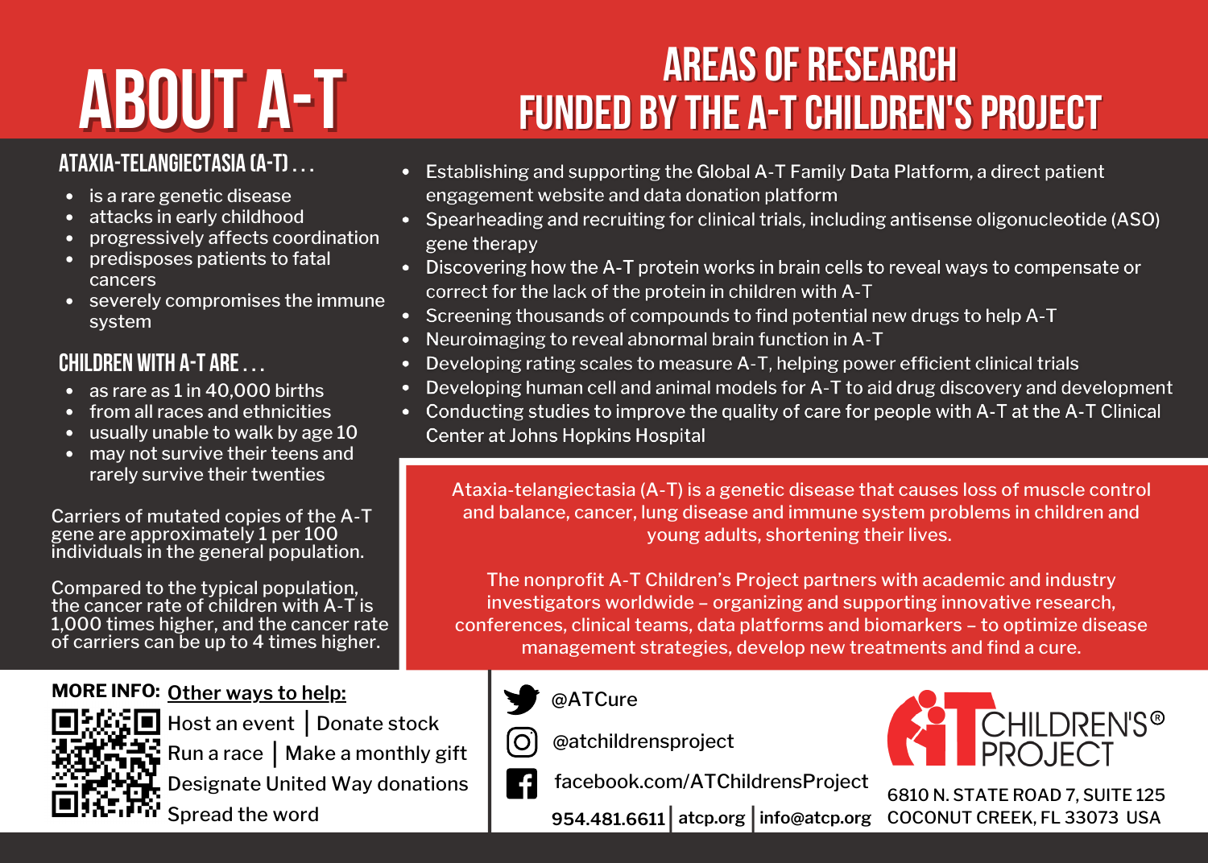# ABOUT A-T

## ATAXIA-TELANGIECTASIA (A-T) . . .

- is a rare genetic disease
- attacks in early childhood
- progressively affects coordination
- predisposes patients to fatal cancers
- severely compromises the immune system

## CHILDREN WITH A-T ARE . . .

- as rare as 1 in 40,000 births
- from all races and ethnicities
- usually unable to walk by age 10
- may not survive their teens and rarely survive their twenties

Carriers of mutated copies of the A-T gene are approximately 1 per 100 individuals in the general population.

Compared to the typical population, the cancer rate of children with A-T is 1,000 times higher, and the cancer rate of carriers can be up to 4 times higher.

# AREAS OF RESEARCH FUNDED BY THE A-T CHILDREN'S PROJECT

- Establishing and supporting the Global A-T Family Data Platform, a direct patient engagement website and data donation platform
- Spearheading and recruiting for clinical trials, including antisense oligonucleotide (ASO) gene therapy
- Discovering how the A-T protein works in brain cells to reveal ways to compensate or correct for the lack of the protein in children with A-T
- Screening thousands of compounds to find potential new drugs to help A-T
- Neuroimaging to reveal abnormal brain function in A-T
- Developing rating scales to measure A-T, helping power efficient clinical trials
- Developing human cell and animal models for A-T to aid drug discovery and development
- Conducting studies to improve the quality of care for people with A-T at the A-T Clinical Center at Johns Hopkins Hospital

Ataxia-telangiectasia (A-T) is a genetic disease that causes loss of muscle control and balance, cancer, lung disease and immune system problems in children and young adults, shortening their lives.

The nonprofit A-T Children's Project partners with academic and industry investigators worldwide – organizing and supporting innovative research, conferences, clinical teams, data platforms and biomarkers – to optimize disease management strategies, develop new treatments and find a cure.

**MORE INFO:** Other ways to help:

Host an event | Donate stock
Run a race | Make a monthly gift
Designate United Way donations
Spread the word

@ATCure
@atchildrensproject
facebook.com/ATChildrensProject

954.481.6611 | atcp.org | info@atcp.org

A-T CHILDREN'S® PROJECT
6810 N. STATE ROAD 7, SUITE 125
COCONUT CREEK, FL 33073 USA